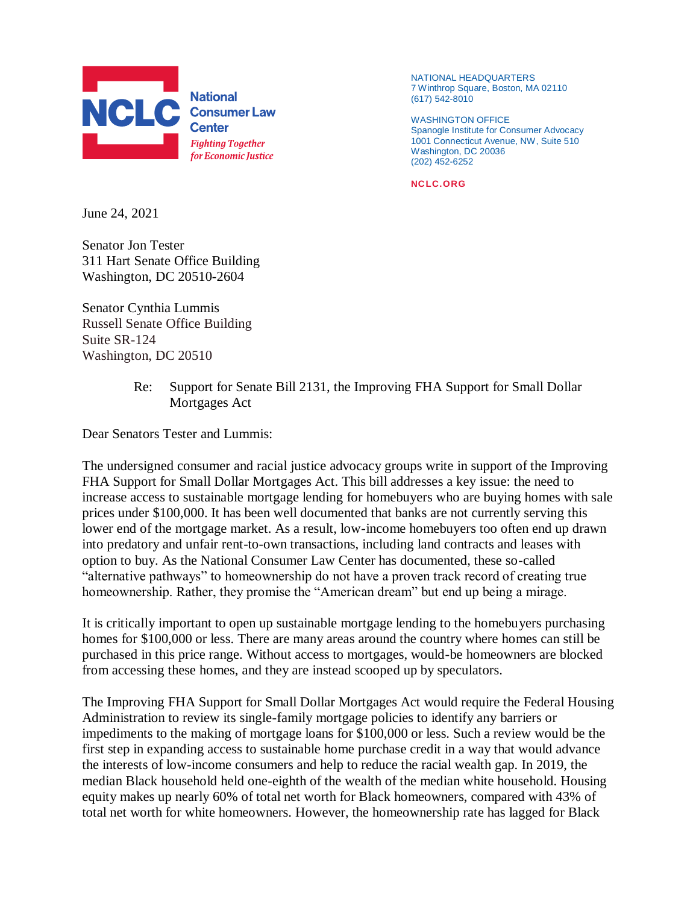**National Consumer Law Center**
*Fighting Together for Economic Justice*

NATIONAL HEADQUARTERS
7 Winthrop Square, Boston, MA 02110
(617) 542-8010

WASHINGTON OFFICE
Spanogle Institute for Consumer Advocacy
1001 Connecticut Avenue, NW, Suite 510
Washington, DC 20036
(202) 452-6252

**NCLC.ORG**

June 24, 2021

Senator Jon Tester
311 Hart Senate Office Building
Washington, DC 20510-2604

Senator Cynthia Lummis
Russell Senate Office Building
Suite SR-124
Washington, DC 20510

Re: Support for Senate Bill 2131, the Improving FHA Support for Small Dollar Mortgages Act

Dear Senators Tester and Lummis:

The undersigned consumer and racial justice advocacy groups write in support of the Improving FHA Support for Small Dollar Mortgages Act. This bill addresses a key issue: the need to increase access to sustainable mortgage lending for homebuyers who are buying homes with sale prices under $100,000. It has been well documented that banks are not currently serving this lower end of the mortgage market. As a result, low-income homebuyers too often end up drawn into predatory and unfair rent-to-own transactions, including land contracts and leases with option to buy. As the National Consumer Law Center has documented, these so-called "alternative pathways" to homeownership do not have a proven track record of creating true homeownership. Rather, they promise the "American dream" but end up being a mirage.

It is critically important to open up sustainable mortgage lending to the homebuyers purchasing homes for $100,000 or less. There are many areas around the country where homes can still be purchased in this price range. Without access to mortgages, would-be homeowners are blocked from accessing these homes, and they are instead scooped up by speculators.

The Improving FHA Support for Small Dollar Mortgages Act would require the Federal Housing Administration to review its single-family mortgage policies to identify any barriers or impediments to the making of mortgage loans for $100,000 or less. Such a review would be the first step in expanding access to sustainable home purchase credit in a way that would advance the interests of low-income consumers and help to reduce the racial wealth gap. In 2019, the median Black household held one-eighth of the wealth of the median white household. Housing equity makes up nearly 60% of total net worth for Black homeowners, compared with 43% of total net worth for white homeowners. However, the homeownership rate has lagged for Black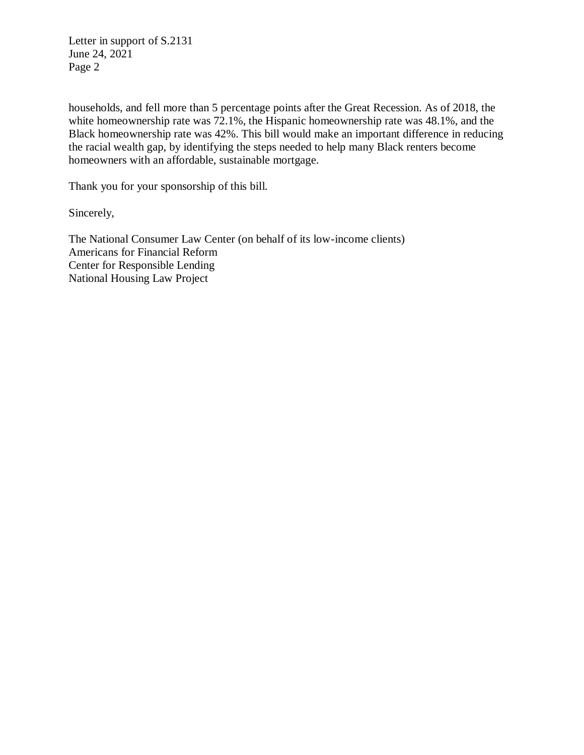households, and fell more than 5 percentage points after the Great Recession. As of 2018, the white homeownership rate was 72.1%, the Hispanic homeownership rate was 48.1%, and the Black homeownership rate was 42%. This bill would make an important difference in reducing the racial wealth gap, by identifying the steps needed to help many Black renters become homeowners with an affordable, sustainable mortgage.

Thank you for your sponsorship of this bill.

Sincerely,

The National Consumer Law Center (on behalf of its low-income clients)
Americans for Financial Reform
Center for Responsible Lending
National Housing Law Project